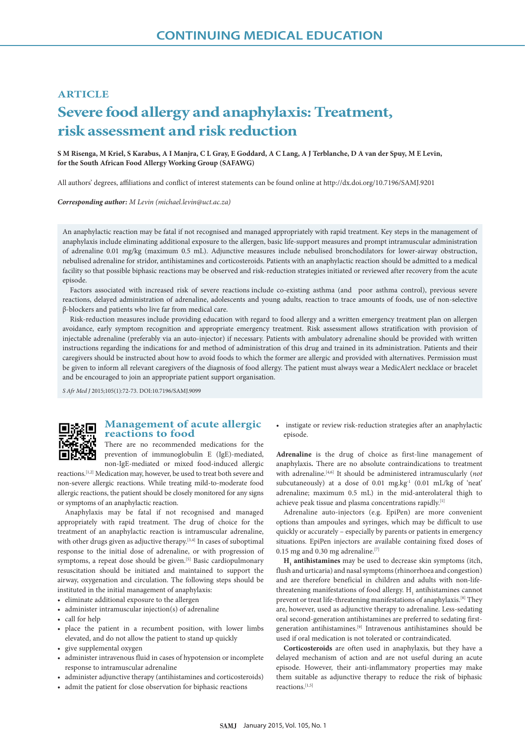# CONTINUING MEDICAL EDUCATION

## ARTICLE

# Severe food allergy and anaphylaxis: Treatment, risk assessment and risk reduction

**S M Risenga, M Kriel, S Karabus, A I Manjra, C L Gray, E Goddard, A C Lang, A J Terblanche, D A van der Spuy, M E Levin, for the South African Food Allergy Working Group (SAFAWG)**

All authors' degrees, affiliations and conflict of interest statements can be found online at http://dx.doi.org/10.7196/SAMJ.9201

***Corresponding author:*** *M Levin (michael.levin@uct.ac.za)*

An anaphylactic reaction may be fatal if not recognised and managed appropriately with rapid treatment. Key steps in the management of anaphylaxis include eliminating additional exposure to the allergen, basic life-support measures and prompt intramuscular administration of adrenaline 0.01 mg/kg (maximum 0.5 mL). Adjunctive measures include nebulised bronchodilators for lower-airway obstruction, nebulised adrenaline for stridor, antihistamines and corticosteroids. Patients with an anaphylactic reaction should be admitted to a medical facility so that possible biphasic reactions may be observed and risk-reduction strategies initiated or reviewed after recovery from the acute episode.

Factors associated with increased risk of severe reactions include co-existing asthma (and poor asthma control), previous severe reactions, delayed administration of adrenaline, adolescents and young adults, reaction to trace amounts of foods, use of non-selective β-blockers and patients who live far from medical care.

Risk-reduction measures include providing education with regard to food allergy and a written emergency treatment plan on allergen avoidance, early symptom recognition and appropriate emergency treatment. Risk assessment allows stratification with provision of injectable adrenaline (preferably via an auto-injector) if necessary. Patients with ambulatory adrenaline should be provided with written instructions regarding the indications for and method of administration of this drug and trained in its administration. Patients and their caregivers should be instructed about how to avoid foods to which the former are allergic and provided with alternatives. Permission must be given to inform all relevant caregivers of the diagnosis of food allergy. The patient must always wear a MedicAlert necklace or bracelet and be encouraged to join an appropriate patient support organisation.

*S Afr Med J* 2015;105(1):72-73. DOI:10.7196/SAMJ.9099

## Management of acute allergic reactions to food

There are no recommended medications for the prevention of immunoglobulin E (IgE)-mediated, non-IgE-mediated or mixed food-induced allergic reactions.[1,2] Medication may, however, be used to treat both severe and non-severe allergic reactions. While treating mild-to-moderate food allergic reactions, the patient should be closely monitored for any signs or symptoms of an anaphylactic reaction.

Anaphylaxis may be fatal if not recognised and managed appropriately with rapid treatment. The drug of choice for the treatment of an anaphylactic reaction is intramuscular adrenaline, with other drugs given as adjuctive therapy.[3,4] In cases of suboptimal response to the initial dose of adrenaline, or with progression of symptoms, a repeat dose should be given.[5] Basic cardiopulmonary resuscitation should be initiated and maintained to support the airway, oxygenation and circulation. The following steps should be instituted in the initial management of anaphylaxis:

- eliminate additional exposure to the allergen
- administer intramuscular injection(s) of adrenaline
- call for help
- place the patient in a recumbent position, with lower limbs elevated, and do not allow the patient to stand up quickly
- give supplemental oxygen
- administer intravenous fluid in cases of hypotension or incomplete response to intramuscular adrenaline
- administer adjunctive therapy (antihistamines and corticosteroids)
- admit the patient for close observation for biphasic reactions
- instigate or review risk-reduction strategies after an anaphylactic episode.

**Adrenaline** is the drug of choice as first-line management of anaphylaxis**.** There are no absolute contraindications to treatment with adrenaline.[4,6] It should be administered intramuscularly (*not* subcutaneously) at a dose of 0.01 $mg.kg^{-1}$ (0.01 mL/kg of 'neat' adrenaline; maximum 0.5 mL) in the mid-anterolateral thigh to achieve peak tissue and plasma concentrations rapidly.[1]

Adrenaline auto-injectors (e.g. EpiPen) are more convenient options than ampoules and syringes, which may be difficult to use quickly or accurately – especially by parents or patients in emergency situations. EpiPen injectors are available containing fixed doses of 0.15 mg and 0.30 mg adrenaline.[7]

**$H_1$ antihistamines** may be used to decrease skin symptoms (itch, flush and urticaria) and nasal symptoms (rhinorrhoea and congestion) and are therefore beneficial in children and adults with non-life-threatening manifestations of food allergy. $H_1$ antihistamines cannot prevent or treat life-threatening manifestations of anaphylaxis.[8] They are, however, used as adjunctive therapy to adrenaline. Less-sedating oral second-generation antihistamines are preferred to sedating first-generation antihistamines.[9] Intravenous antihistamines should be used if oral medication is not tolerated or contraindicated.

**Corticosteroids** are often used in anaphylaxis, but they have a delayed mechanism of action and are not useful during an acute episode. However, their anti-inflammatory properties may make them suitable as adjunctive therapy to reduce the risk of biphasic reactions.[1,5]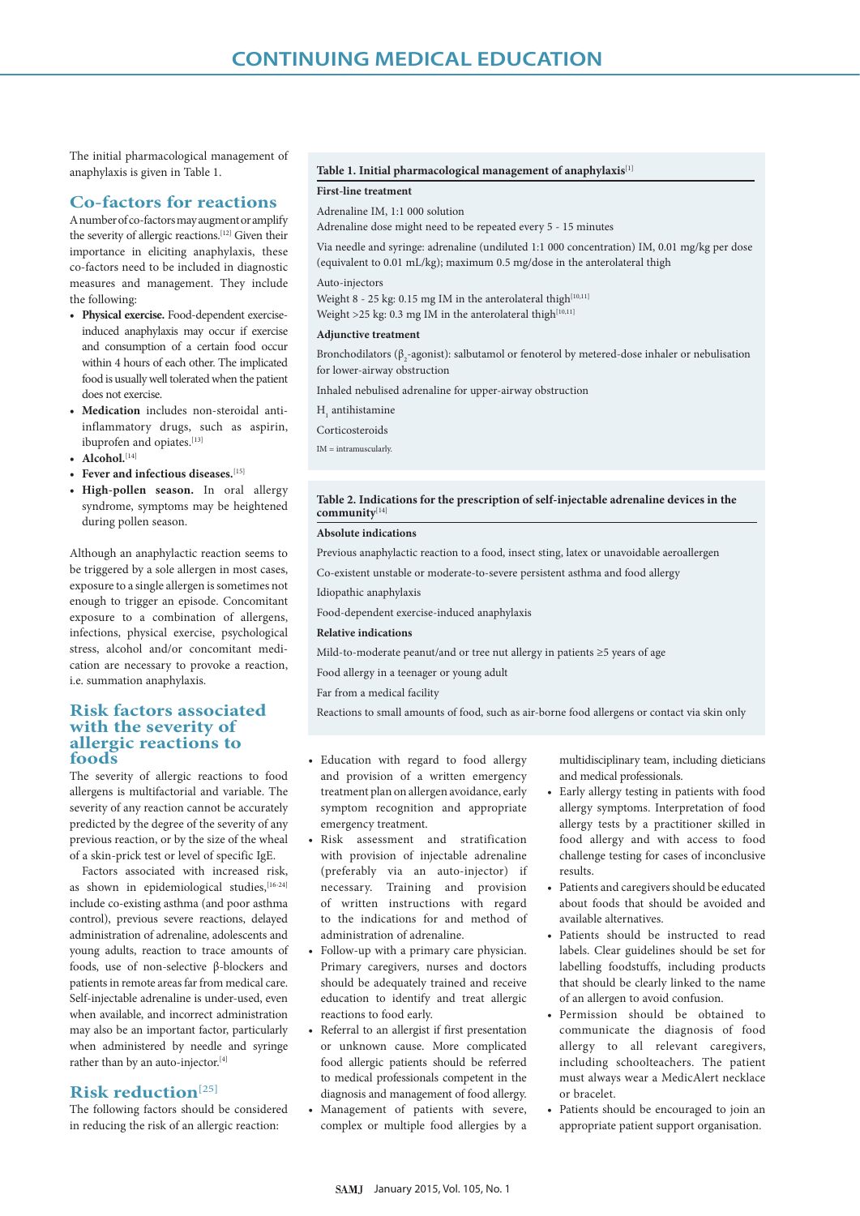The initial pharmacological management of anaphylaxis is given in Table 1.

## Co-factors for reactions

A number of co-factors may augment or amplify the severity of allergic reactions.[12] Given their importance in eliciting anaphylaxis, these co-factors need to be included in diagnostic measures and management. They include the following:

- **Physical exercise.** Food-dependent exercise-induced anaphylaxis may occur if exercise and consumption of a certain food occur within 4 hours of each other. The implicated food is usually well tolerated when the patient does not exercise.
- **Medication** includes non-steroidal anti-inflammatory drugs, such as aspirin, ibuprofen and opiates.[13]
- **Alcohol.**[14]
- **Fever and infectious diseases.**[15]
- **High-pollen season.** In oral allergy syndrome, symptoms may be heightened during pollen season.

Although an anaphylactic reaction seems to be triggered by a sole allergen in most cases, exposure to a single allergen is sometimes not enough to trigger an episode. Concomitant exposure to a combination of allergens, infections, physical exercise, psychological stress, alcohol and/or concomitant medication are necessary to provoke a reaction, i.e. summation anaphylaxis.

## Risk factors associated with the severity of allergic reactions to foods

The severity of allergic reactions to food allergens is multifactorial and variable. The severity of any reaction cannot be accurately predicted by the degree of the severity of any previous reaction, or by the size of the wheal of a skin-prick test or level of specific IgE.

Factors associated with increased risk, as shown in epidemiological studies,[16-24] include co-existing asthma (and poor asthma control), previous severe reactions, delayed administration of adrenaline, adolescents and young adults, reaction to trace amounts of foods, use of non-selective β-blockers and patients in remote areas far from medical care. Self-injectable adrenaline is under-used, even when available, and incorrect administration may also be an important factor, particularly when administered by needle and syringe rather than by an auto-injector.[4]

**Table 1. Initial pharmacological management of anaphylaxis**[1]

| |
|---|
| **First-line treatment** |
| Adrenaline IM, 1:1 000 solution<br>Adrenaline dose might need to be repeated every 5 - 15 minutes |
| Via needle and syringe: adrenaline (undiluted 1:1 000 concentration) IM, 0.01 mg/kg per dose (equivalent to 0.01 mL/kg); maximum 0.5 mg/dose in the anterolateral thigh |
| Auto-injectors<br>Weight 8 - 25 kg: 0.15 mg IM in the anterolateral thigh[10,11]<br>Weight >25 kg: 0.3 mg IM in the anterolateral thigh[10,11] |
| **Adjunctive treatment** |
| Bronchodilators ($\beta_2$-agonist): salbutamol or fenoterol by metered-dose inhaler or nebulisation for lower-airway obstruction |
| Inhaled nebulised adrenaline for upper-airway obstruction |
| $H_1$ antihistamine |
| Corticosteroids |

IM = intramuscularly.

**Table 2. Indications for the prescription of self-injectable adrenaline devices in the community**[14]

| |
|---|
| **Absolute indications** |
| Previous anaphylactic reaction to a food, insect sting, latex or unavoidable aeroallergen |
| Co-existent unstable or moderate-to-severe persistent asthma and food allergy |
| Idiopathic anaphylaxis |
| Food-dependent exercise-induced anaphylaxis |
| **Relative indications** |
| Mild-to-moderate peanut/and or tree nut allergy in patients ≥5 years of age |
| Food allergy in a teenager or young adult |
| Far from a medical facility |
| Reactions to small amounts of food, such as air-borne food allergens or contact via skin only |

## Risk reduction[25]

The following factors should be considered in reducing the risk of an allergic reaction:

- Education with regard to food allergy and provision of a written emergency treatment plan on allergen avoidance, early symptom recognition and appropriate emergency treatment.
- Risk assessment and stratification with provision of injectable adrenaline (preferably via an auto-injector) if necessary. Training and provision of written instructions with regard to the indications for and method of administration of adrenaline.
- Follow-up with a primary care physician. Primary caregivers, nurses and doctors should be adequately trained and receive education to identify and treat allergic reactions to food early.
- Referral to an allergist if first presentation or unknown cause. More complicated food allergic patients should be referred to medical professionals competent in the diagnosis and management of food allergy.
- Management of patients with severe, complex or multiple food allergies by a multidisciplinary team, including dieticians and medical professionals.
- Early allergy testing in patients with food allergy symptoms. Interpretation of food allergy tests by a practitioner skilled in food allergy and with access to food challenge testing for cases of inconclusive results.
- Patients and caregivers should be educated about foods that should be avoided and available alternatives.
- Patients should be instructed to read labels. Clear guidelines should be set for labelling foodstuffs, including products that should be clearly linked to the name of an allergen to avoid confusion.
- Permission should be obtained to communicate the diagnosis of food allergy to all relevant caregivers, including schoolteachers. The patient must always wear a MedicAlert necklace or bracelet.
- Patients should be encouraged to join an appropriate patient support organisation.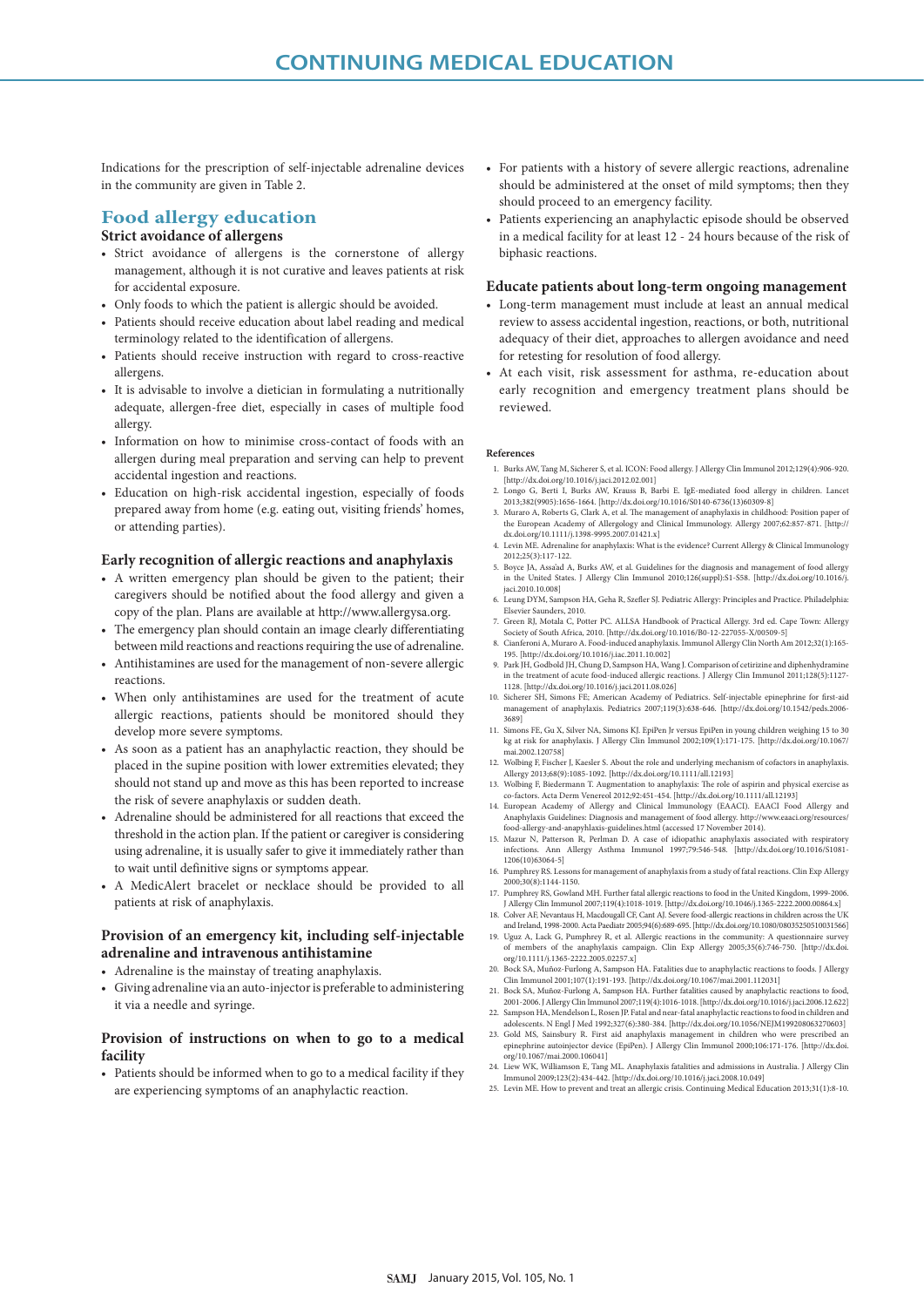Indications for the prescription of self-injectable adrenaline devices in the community are given in Table 2.

## Food allergy education

### Strict avoidance of allergens

- Strict avoidance of allergens is the cornerstone of allergy management, although it is not curative and leaves patients at risk for accidental exposure.
- Only foods to which the patient is allergic should be avoided.
- Patients should receive education about label reading and medical terminology related to the identification of allergens.
- Patients should receive instruction with regard to cross-reactive allergens.
- It is advisable to involve a dietician in formulating a nutritionally adequate, allergen-free diet, especially in cases of multiple food allergy.
- Information on how to minimise cross-contact of foods with an allergen during meal preparation and serving can help to prevent accidental ingestion and reactions.
- Education on high-risk accidental ingestion, especially of foods prepared away from home (e.g. eating out, visiting friends' homes, or attending parties).

### Early recognition of allergic reactions and anaphylaxis

- A written emergency plan should be given to the patient; their caregivers should be notified about the food allergy and given a copy of the plan. Plans are available at http://www.allergysa.org.
- The emergency plan should contain an image clearly differentiating between mild reactions and reactions requiring the use of adrenaline.
- Antihistamines are used for the management of non-severe allergic reactions.
- When only antihistamines are used for the treatment of acute allergic reactions, patients should be monitored should they develop more severe symptoms.
- As soon as a patient has an anaphylactic reaction, they should be placed in the supine position with lower extremities elevated; they should not stand up and move as this has been reported to increase the risk of severe anaphylaxis or sudden death.
- Adrenaline should be administered for all reactions that exceed the threshold in the action plan. If the patient or caregiver is considering using adrenaline, it is usually safer to give it immediately rather than to wait until definitive signs or symptoms appear.
- A MedicAlert bracelet or necklace should be provided to all patients at risk of anaphylaxis.

### Provision of an emergency kit, including self-injectable adrenaline and intravenous antihistamine

- Adrenaline is the mainstay of treating anaphylaxis.
- Giving adrenaline via an auto-injector is preferable to administering it via a needle and syringe.

### Provision of instructions on when to go to a medical facility

- Patients should be informed when to go to a medical facility if they are experiencing symptoms of an anaphylactic reaction.
- For patients with a history of severe allergic reactions, adrenaline should be administered at the onset of mild symptoms; then they should proceed to an emergency facility.
- Patients experiencing an anaphylactic episode should be observed in a medical facility for at least 12 - 24 hours because of the risk of biphasic reactions.

### Educate patients about long-term ongoing management

- Long-term management must include at least an annual medical review to assess accidental ingestion, reactions, or both, nutritional adequacy of their diet, approaches to allergen avoidance and need for retesting for resolution of food allergy.
- At each visit, risk assessment for asthma, re-education about early recognition and emergency treatment plans should be reviewed.

#### References

1. Burks AW, Tang M, Sicherer S, et al. ICON: Food allergy. J Allergy Clin Immunol 2012;129(4):906-920. [http://dx.doi.org/10.1016/j.jaci.2012.02.001]
2. Longo G, Berti I, Burks AW, Krauss B, Barbi E. IgE-mediated food allergy in children. Lancet 2013;382(9905):1656-1664. [http://dx.doi.org/10.1016/S0140-6736(13)60309-8]
3. Muraro A, Roberts G, Clark A, et al. The management of anaphylaxis in childhood: Position paper of the European Academy of Allergology and Clinical Immunology. Allergy 2007;62:857-871. [http://dx.doi.org/10.1111/j.1398-9995.2007.01421.x]
4. Levin ME. Adrenaline for anaphylaxis: What is the evidence? Current Allergy & Clinical Immunology 2012;25(3):117-122.
5. Boyce JA, Assa'ad A, Burks AW, et al. Guidelines for the diagnosis and management of food allergy in the United States. J Allergy Clin Immunol 2010;126(suppl):S1-S58. [http://dx.doi.org/10.1016/j.jaci.2010.10.008]
6. Leung DYM, Sampson HA, Geha R, Szefler SJ. Pediatric Allergy: Principles and Practice. Philadelphia: Elsevier Saunders, 2010.
7. Green RJ, Motala C, Potter PC. ALLSA Handbook of Practical Allergy. 3rd ed. Cape Town: Allergy Society of South Africa, 2010. [http://dx.doi.org/10.1016/B0-12-227055-X/00509-5]
8. Cianferoni A, Muraro A. Food-induced anaphylaxis. Immunol Allergy Clin North Am 2012;32(1):165-195. [http://dx.doi.org/10.1016/j.iac.2011.10.002]
9. Park JH, Godbold JH, Chung D, Sampson HA, Wang J. Comparison of cetirizine and diphenhydramine in the treatment of acute food-induced allergic reactions. J Allergy Clin Immunol 2011;128(5):1127-1128. [http://dx.doi.org/10.1016/j.jaci.2011.08.026]
10. Sicherer SH, Simons FE; American Academy of Pediatrics. Self-injectable epinephrine for first-aid management of anaphylaxis. Pediatrics 2007;119(3):638-646. [http://dx.doi.org/10.1542/peds.2006-3689]
11. Simons FE, Gu X, Silver NA, Simons KJ. EpiPen Jr versus EpiPen in young children weighing 15 to 30 kg at risk for anaphylaxis. J Allergy Clin Immunol 2002;109(1):171-175. [http://dx.doi.org/10.1067/mai.2002.120758]
12. Wolbing F, Fischer J, Kaesler S. About the role and underlying mechanism of cofactors in anaphylaxis. Allergy 2013;68(9):1085-1092. [http://dx.doi.org/10.1111/all.12193]
13. Wolbing F, Biedermann T. Augmentation to anaphylaxis: The role of aspirin and physical exercise as co-factors. Acta Derm Venereol 2012;92:451-454. [http://dx.doi.org/10.1111/all.12193]
14. European Academy of Allergy and Clinical Immunology (EAACI). EAACI Food Allergy and Anaphylaxis Guidelines: Diagnosis and management of food allergy. http://www.eaaci.org/resources/food-allergy-and-anapyhlaxis-guidelines.html (accessed 17 November 2014).
15. Mazur N, Patterson R, Perlman D. A case of idiopathic anaphylaxis associated with respiratory infections. Ann Allergy Asthma Immunol 1997;79:546-548. [http://dx.doi.org/10.1016/S1081-1206(10)63064-5]
16. Pumphrey RS. Lessons for management of anaphylaxis from a study of fatal reactions. Clin Exp Allergy 2000;30(8):1144-1150.
17. Pumphrey RS, Gowland MH. Further fatal allergic reactions to food in the United Kingdom, 1999-2006. J Allergy Clin Immunol 2007;119(4):1018-1019. [http://dx.doi.org/10.1046/j.1365-2222.2000.00864.x]
18. Colver AF, Nevantaus H, Macdougall CF, Cant AJ. Severe food-allergic reactions in children across the UK and Ireland, 1998-2000. Acta Paediatr 2005;94(6):689-695. [http://dx.doi.org/10.1080/08035250510031566]
19. Uguz A, Lack G, Pumphrey R, et al. Allergic reactions in the community: A questionnaire survey of members of the anaphylaxis campaign. Clin Exp Allergy 2005;35(6):746-750. [http://dx.doi.org/10.1111/j.1365-2222.2005.02257.x]
20. Bock SA, Muñoz-Furlong A, Sampson HA. Fatalities due to anaphylactic reactions to foods. J Allergy Clin Immunol 2001;107(1):191-193. [http://dx.doi.org/10.1067/mai.2001.112031]
21. Bock SA, Muñoz-Furlong A, Sampson HA. Further fatalities caused by anaphylactic reactions to food, 2001-2006. J Allergy Clin Immunol 2007;119(4):1016-1018. [http://dx.doi.org/10.1016/j.jaci.2006.12.622]
22. Sampson HA, Mendelson L, Rosen JP. Fatal and near-fatal anaphylactic reactions to food in children and adolescents. N Engl J Med 1992;327(6):380-384. [http://dx.doi.org/10.1056/NEJM199208063270603]
23. Gold MS, Sainsbury R. First aid anaphylaxis management in children who were prescribed an epinephrine autoinjector device (EpiPen). J Allergy Clin Immunol 2000;106:171-176. [http://dx.doi.org/10.1067/mai.2000.106041]
24. Liew WK, Williamson E, Tang ML. Anaphylaxis fatalities and admissions in Australia. J Allergy Clin Immunol 2009;123(2):434-442. [http://dx.doi.org/10.1016/j.jaci.2008.10.049]
25. Levin ME. How to prevent and treat an allergic crisis. Continuing Medical Education 2013;31(1):8-10.